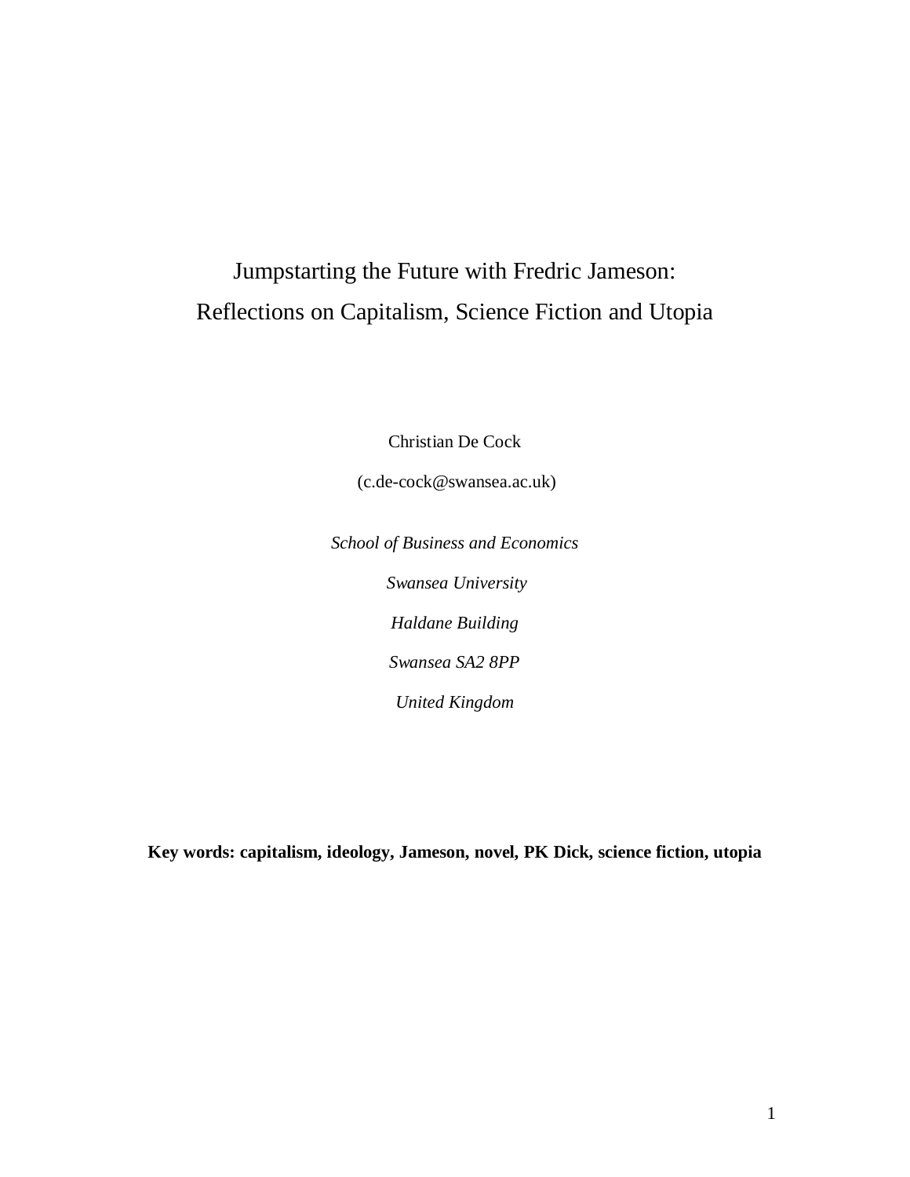# Jumpstarting the Future with Fredric Jameson: Reflections on Capitalism, Science Fiction and Utopia

Christian De Cock

(c.de-cock@swansea.ac.uk)

*School of Business and Economics*

*Swansea University*

*Haldane Building*

*Swansea SA2 8PP*

*United Kingdom*

**Key words: capitalism, ideology, Jameson, novel, PK Dick, science fiction, utopia**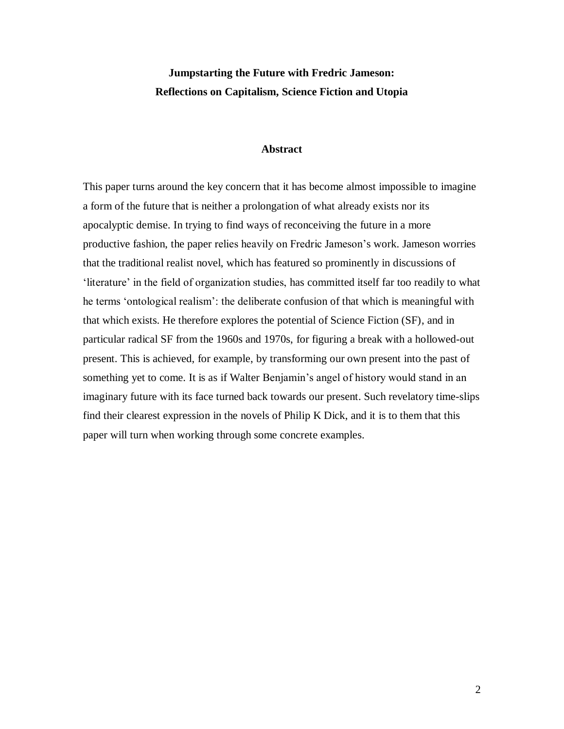# Jumpstarting the Future with Fredric Jameson: Reflections on Capitalism, Science Fiction and Utopia

## Abstract

This paper turns around the key concern that it has become almost impossible to imagine a form of the future that is neither a prolongation of what already exists nor its apocalyptic demise. In trying to find ways of reconceiving the future in a more productive fashion, the paper relies heavily on Fredric Jameson's work. Jameson worries that the traditional realist novel, which has featured so prominently in discussions of 'literature' in the field of organization studies, has committed itself far too readily to what he terms 'ontological realism': the deliberate confusion of that which is meaningful with that which exists. He therefore explores the potential of Science Fiction (SF), and in particular radical SF from the 1960s and 1970s, for figuring a break with a hollowed-out present. This is achieved, for example, by transforming our own present into the past of something yet to come. It is as if Walter Benjamin's angel of history would stand in an imaginary future with its face turned back towards our present. Such revelatory time-slips find their clearest expression in the novels of Philip K Dick, and it is to them that this paper will turn when working through some concrete examples.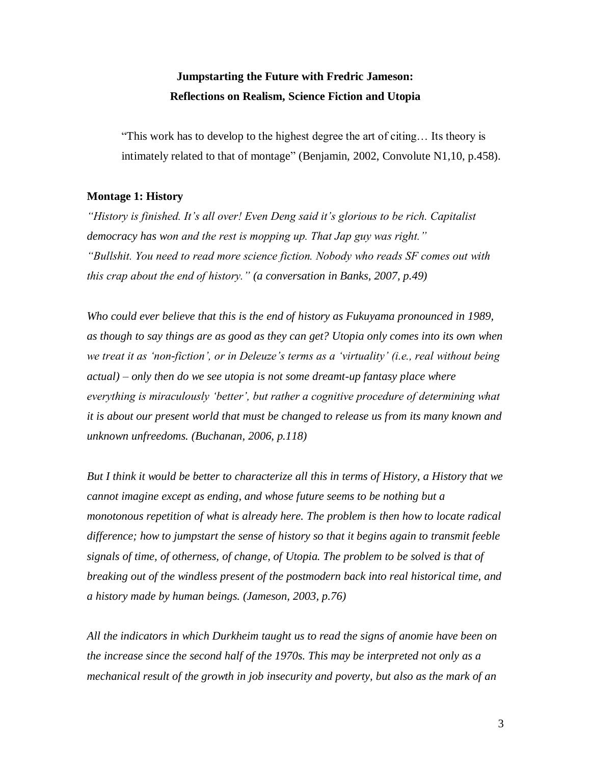**Jumpstarting the Future with Fredric Jameson:**
**Reflections on Realism, Science Fiction and Utopia**

> "This work has to develop to the highest degree the art of citing… Its theory is intimately related to that of montage" (Benjamin, 2002, Convolute N1,10, p.458).

### Montage 1: History

*"History is finished. It's all over! Even Deng said it's glorious to be rich. Capitalist democracy has won and the rest is mopping up. That Jap guy was right."*
*"Bullshit. You need to read more science fiction. Nobody who reads SF comes out with this crap about the end of history." (a conversation in Banks, 2007, p.49)*

*Who could ever believe that this is the end of history as Fukuyama pronounced in 1989, as though to say things are as good as they can get? Utopia only comes into its own when we treat it as 'non-fiction', or in Deleuze's terms as a 'virtuality' (i.e., real without being actual) – only then do we see utopia is not some dreamt-up fantasy place where everything is miraculously 'better', but rather a cognitive procedure of determining what it is about our present world that must be changed to release us from its many known and unknown unfreedoms. (Buchanan, 2006, p.118)*

*But I think it would be better to characterize all this in terms of History, a History that we cannot imagine except as ending, and whose future seems to be nothing but a monotonous repetition of what is already here. The problem is then how to locate radical difference; how to jumpstart the sense of history so that it begins again to transmit feeble signals of time, of otherness, of change, of Utopia. The problem to be solved is that of breaking out of the windless present of the postmodern back into real historical time, and a history made by human beings. (Jameson, 2003, p.76)*

*All the indicators in which Durkheim taught us to read the signs of anomie have been on the increase since the second half of the 1970s. This may be interpreted not only as a mechanical result of the growth in job insecurity and poverty, but also as the mark of an*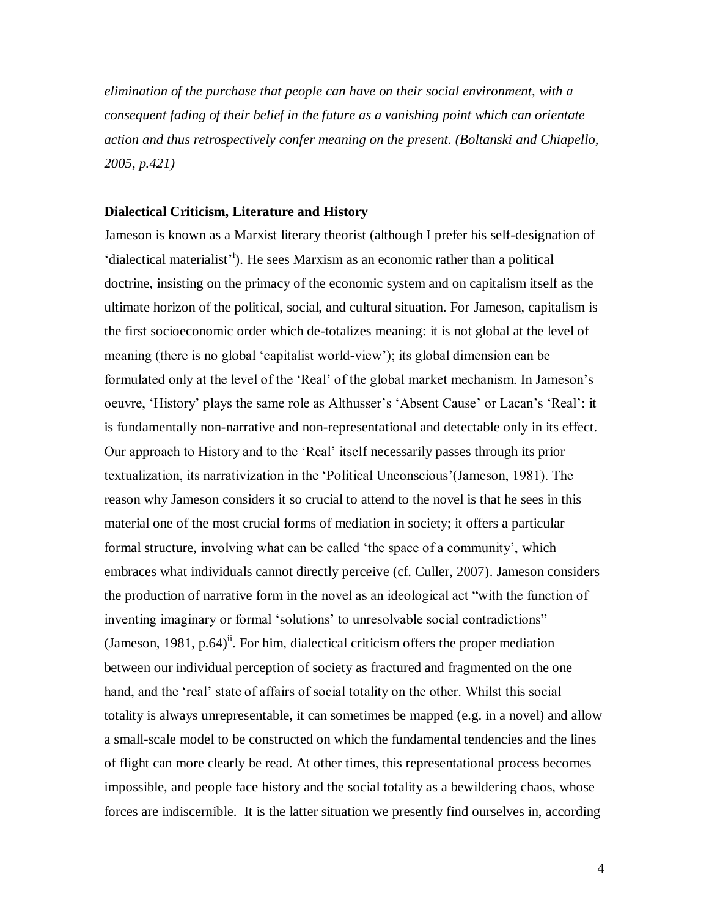*elimination of the purchase that people can have on their social environment, with a consequent fading of their belief in the future as a vanishing point which can orientate action and thus retrospectively confer meaning on the present. (Boltanski and Chiapello, 2005, p.421)*

## Dialectical Criticism, Literature and History

Jameson is known as a Marxist literary theorist (although I prefer his self-designation of 'dialectical materialist'[i]). He sees Marxism as an economic rather than a political doctrine, insisting on the primacy of the economic system and on capitalism itself as the ultimate horizon of the political, social, and cultural situation. For Jameson, capitalism is the first socioeconomic order which de-totalizes meaning: it is not global at the level of meaning (there is no global 'capitalist world-view'); its global dimension can be formulated only at the level of the 'Real' of the global market mechanism. In Jameson's oeuvre, 'History' plays the same role as Althusser's 'Absent Cause' or Lacan's 'Real': it is fundamentally non-narrative and non-representational and detectable only in its effect. Our approach to History and to the 'Real' itself necessarily passes through its prior textualization, its narrativization in the 'Political Unconscious'(Jameson, 1981). The reason why Jameson considers it so crucial to attend to the novel is that he sees in this material one of the most crucial forms of mediation in society; it offers a particular formal structure, involving what can be called 'the space of a community', which embraces what individuals cannot directly perceive (cf. Culler, 2007). Jameson considers the production of narrative form in the novel as an ideological act "with the function of inventing imaginary or formal 'solutions' to unresolvable social contradictions" (Jameson, 1981, p.64)[ii]. For him, dialectical criticism offers the proper mediation between our individual perception of society as fractured and fragmented on the one hand, and the 'real' state of affairs of social totality on the other. Whilst this social totality is always unrepresentable, it can sometimes be mapped (e.g. in a novel) and allow a small-scale model to be constructed on which the fundamental tendencies and the lines of flight can more clearly be read. At other times, this representational process becomes impossible, and people face history and the social totality as a bewildering chaos, whose forces are indiscernible. It is the latter situation we presently find ourselves in, according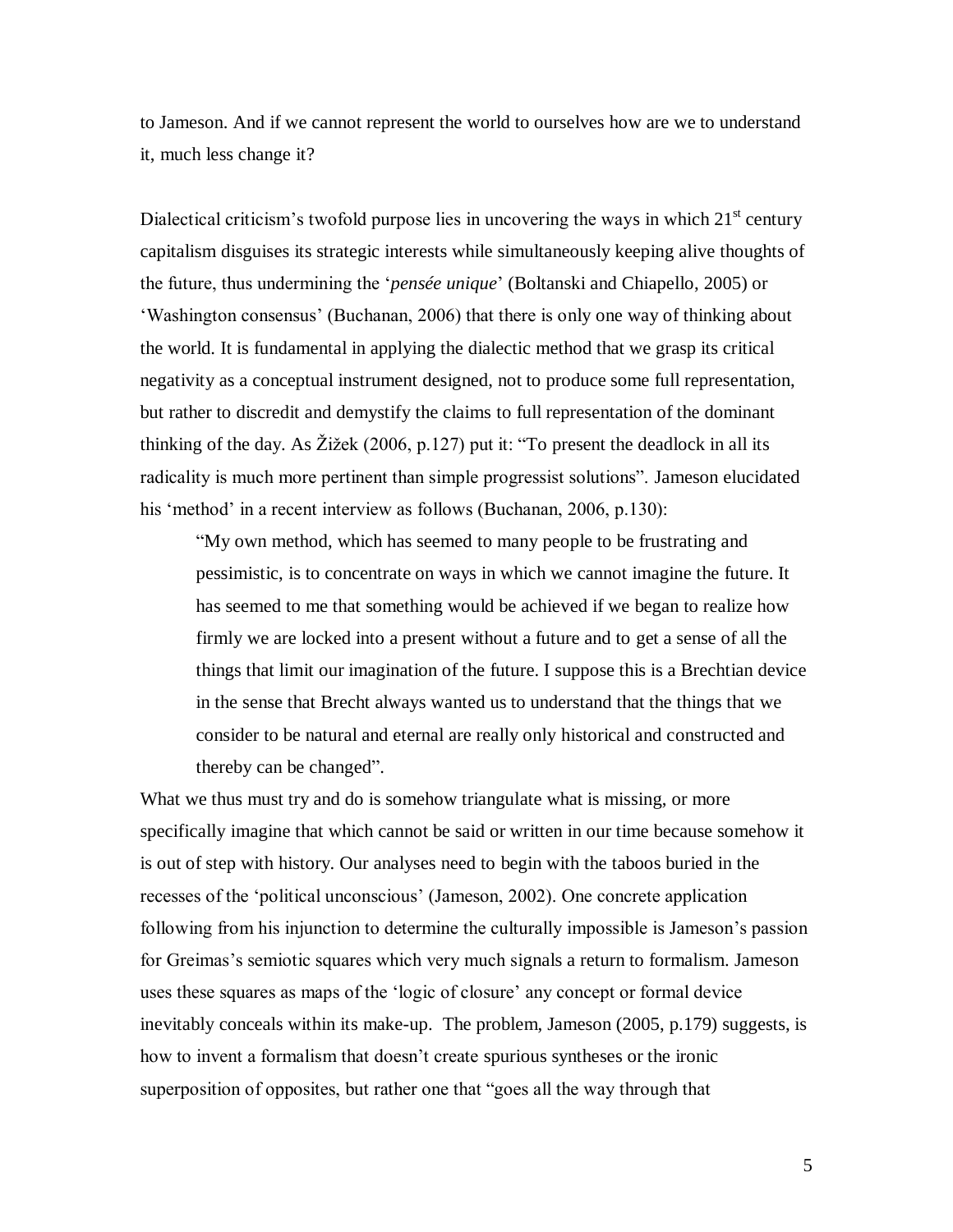to Jameson. And if we cannot represent the world to ourselves how are we to understand it, much less change it?

Dialectical criticism's twofold purpose lies in uncovering the ways in which 21st century capitalism disguises its strategic interests while simultaneously keeping alive thoughts of the future, thus undermining the '*pensée unique*' (Boltanski and Chiapello, 2005) or 'Washington consensus' (Buchanan, 2006) that there is only one way of thinking about the world. It is fundamental in applying the dialectic method that we grasp its critical negativity as a conceptual instrument designed, not to produce some full representation, but rather to discredit and demystify the claims to full representation of the dominant thinking of the day. As Žižek (2006, p.127) put it: "To present the deadlock in all its radicality is much more pertinent than simple progressist solutions". Jameson elucidated his 'method' in a recent interview as follows (Buchanan, 2006, p.130):

> "My own method, which has seemed to many people to be frustrating and pessimistic, is to concentrate on ways in which we cannot imagine the future. It has seemed to me that something would be achieved if we began to realize how firmly we are locked into a present without a future and to get a sense of all the things that limit our imagination of the future. I suppose this is a Brechtian device in the sense that Brecht always wanted us to understand that the things that we consider to be natural and eternal are really only historical and constructed and thereby can be changed".

What we thus must try and do is somehow triangulate what is missing, or more specifically imagine that which cannot be said or written in our time because somehow it is out of step with history. Our analyses need to begin with the taboos buried in the recesses of the 'political unconscious' (Jameson, 2002). One concrete application following from his injunction to determine the culturally impossible is Jameson's passion for Greimas's semiotic squares which very much signals a return to formalism. Jameson uses these squares as maps of the 'logic of closure' any concept or formal device inevitably conceals within its make-up. The problem, Jameson (2005, p.179) suggests, is how to invent a formalism that doesn't create spurious syntheses or the ironic superposition of opposites, but rather one that "goes all the way through that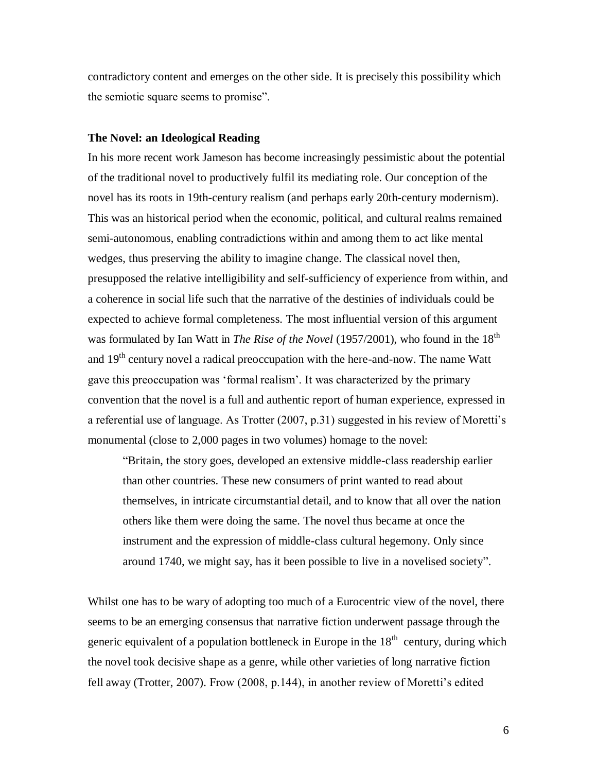contradictory content and emerges on the other side. It is precisely this possibility which the semiotic square seems to promise".

**The Novel: an Ideological Reading**

In his more recent work Jameson has become increasingly pessimistic about the potential of the traditional novel to productively fulfil its mediating role. Our conception of the novel has its roots in 19th-century realism (and perhaps early 20th-century modernism). This was an historical period when the economic, political, and cultural realms remained semi-autonomous, enabling contradictions within and among them to act like mental wedges, thus preserving the ability to imagine change. The classical novel then, presupposed the relative intelligibility and self-sufficiency of experience from within, and a coherence in social life such that the narrative of the destinies of individuals could be expected to achieve formal completeness. The most influential version of this argument was formulated by Ian Watt in *The Rise of the Novel* (1957/2001), who found in the 18th and 19th century novel a radical preoccupation with the here-and-now. The name Watt gave this preoccupation was 'formal realism'. It was characterized by the primary convention that the novel is a full and authentic report of human experience, expressed in a referential use of language. As Trotter (2007, p.31) suggested in his review of Moretti's monumental (close to 2,000 pages in two volumes) homage to the novel:

> "Britain, the story goes, developed an extensive middle-class readership earlier than other countries. These new consumers of print wanted to read about themselves, in intricate circumstantial detail, and to know that all over the nation others like them were doing the same. The novel thus became at once the instrument and the expression of middle-class cultural hegemony. Only since around 1740, we might say, has it been possible to live in a novelised society".

Whilst one has to be wary of adopting too much of a Eurocentric view of the novel, there seems to be an emerging consensus that narrative fiction underwent passage through the generic equivalent of a population bottleneck in Europe in the 18th century, during which the novel took decisive shape as a genre, while other varieties of long narrative fiction fell away (Trotter, 2007). Frow (2008, p.144), in another review of Moretti's edited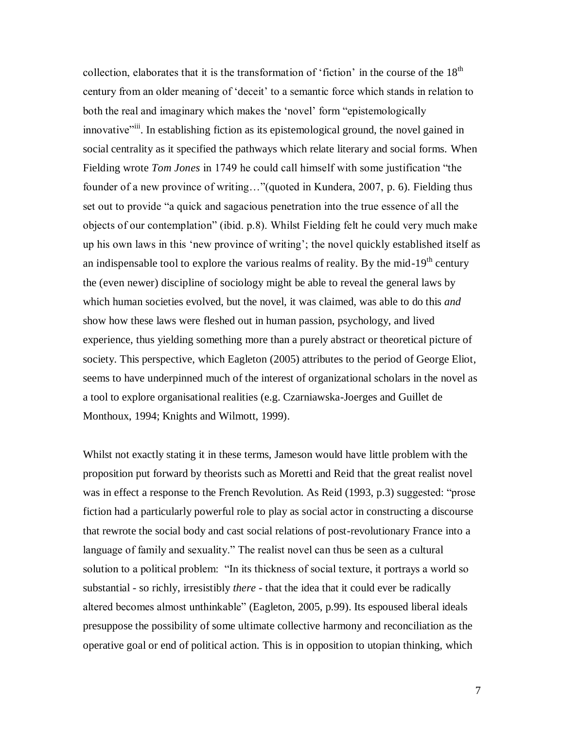collection, elaborates that it is the transformation of 'fiction' in the course of the 18th century from an older meaning of 'deceit' to a semantic force which stands in relation to both the real and imaginary which makes the 'novel' form "epistemologically innovative"[iii]. In establishing fiction as its epistemological ground, the novel gained in social centrality as it specified the pathways which relate literary and social forms. When Fielding wrote *Tom Jones* in 1749 he could call himself with some justification "the founder of a new province of writing…"(quoted in Kundera, 2007, p. 6). Fielding thus set out to provide "a quick and sagacious penetration into the true essence of all the objects of our contemplation" (ibid. p.8). Whilst Fielding felt he could very much make up his own laws in this 'new province of writing'; the novel quickly established itself as an indispensable tool to explore the various realms of reality. By the mid-19th century the (even newer) discipline of sociology might be able to reveal the general laws by which human societies evolved, but the novel, it was claimed, was able to do this *and* show how these laws were fleshed out in human passion, psychology, and lived experience, thus yielding something more than a purely abstract or theoretical picture of society. This perspective, which Eagleton (2005) attributes to the period of George Eliot, seems to have underpinned much of the interest of organizational scholars in the novel as a tool to explore organisational realities (e.g. Czarniawska-Joerges and Guillet de Monthoux, 1994; Knights and Wilmott, 1999).

Whilst not exactly stating it in these terms, Jameson would have little problem with the proposition put forward by theorists such as Moretti and Reid that the great realist novel was in effect a response to the French Revolution. As Reid (1993, p.3) suggested: "prose fiction had a particularly powerful role to play as social actor in constructing a discourse that rewrote the social body and cast social relations of post-revolutionary France into a language of family and sexuality." The realist novel can thus be seen as a cultural solution to a political problem: "In its thickness of social texture, it portrays a world so substantial - so richly, irresistibly *there* - that the idea that it could ever be radically altered becomes almost unthinkable" (Eagleton, 2005, p.99). Its espoused liberal ideals presuppose the possibility of some ultimate collective harmony and reconciliation as the operative goal or end of political action. This is in opposition to utopian thinking, which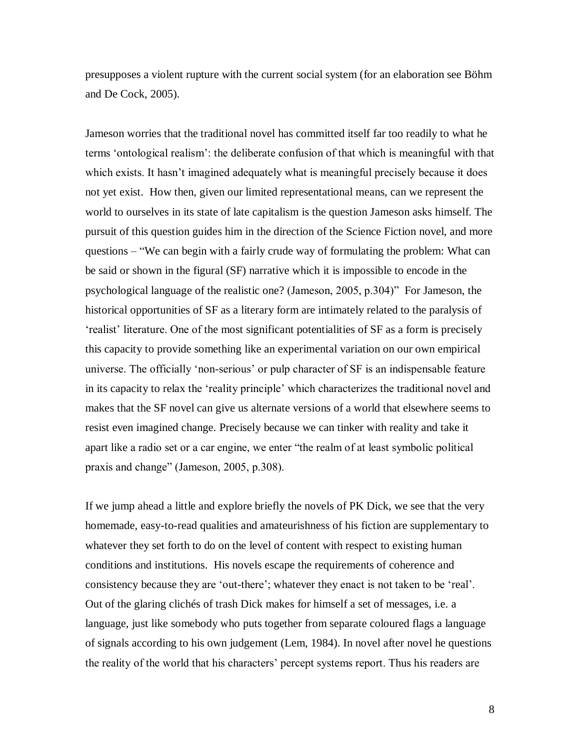presupposes a violent rupture with the current social system (for an elaboration see Böhm and De Cock, 2005).

Jameson worries that the traditional novel has committed itself far too readily to what he terms 'ontological realism': the deliberate confusion of that which is meaningful with that which exists. It hasn't imagined adequately what is meaningful precisely because it does not yet exist. How then, given our limited representational means, can we represent the world to ourselves in its state of late capitalism is the question Jameson asks himself. The pursuit of this question guides him in the direction of the Science Fiction novel, and more questions – "We can begin with a fairly crude way of formulating the problem: What can be said or shown in the figural (SF) narrative which it is impossible to encode in the psychological language of the realistic one? (Jameson, 2005, p.304)" For Jameson, the historical opportunities of SF as a literary form are intimately related to the paralysis of 'realist' literature. One of the most significant potentialities of SF as a form is precisely this capacity to provide something like an experimental variation on our own empirical universe. The officially 'non-serious' or pulp character of SF is an indispensable feature in its capacity to relax the 'reality principle' which characterizes the traditional novel and makes that the SF novel can give us alternate versions of a world that elsewhere seems to resist even imagined change. Precisely because we can tinker with reality and take it apart like a radio set or a car engine, we enter "the realm of at least symbolic political praxis and change" (Jameson, 2005, p.308).

If we jump ahead a little and explore briefly the novels of PK Dick, we see that the very homemade, easy-to-read qualities and amateurishness of his fiction are supplementary to whatever they set forth to do on the level of content with respect to existing human conditions and institutions. His novels escape the requirements of coherence and consistency because they are 'out-there'; whatever they enact is not taken to be 'real'. Out of the glaring clichés of trash Dick makes for himself a set of messages, i.e. a language, just like somebody who puts together from separate coloured flags a language of signals according to his own judgement (Lem, 1984). In novel after novel he questions the reality of the world that his characters' percept systems report. Thus his readers are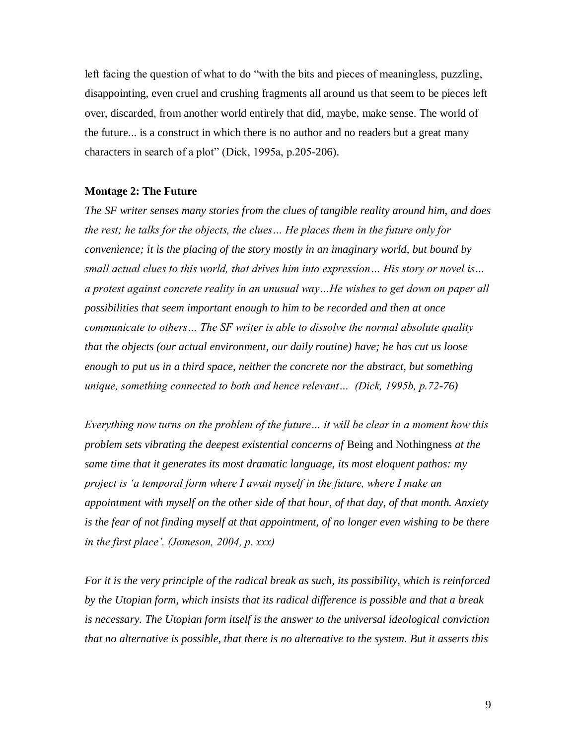left facing the question of what to do "with the bits and pieces of meaningless, puzzling, disappointing, even cruel and crushing fragments all around us that seem to be pieces left over, discarded, from another world entirely that did, maybe, make sense. The world of the future... is a construct in which there is no author and no readers but a great many characters in search of a plot" (Dick, 1995a, p.205-206).

**Montage 2: The Future**

*The SF writer senses many stories from the clues of tangible reality around him, and does the rest; he talks for the objects, the clues… He places them in the future only for convenience; it is the placing of the story mostly in an imaginary world, but bound by small actual clues to this world, that drives him into expression… His story or novel is… a protest against concrete reality in an unusual way…He wishes to get down on paper all possibilities that seem important enough to him to be recorded and then at once communicate to others… The SF writer is able to dissolve the normal absolute quality that the objects (our actual environment, our daily routine) have; he has cut us loose enough to put us in a third space, neither the concrete nor the abstract, but something unique, something connected to both and hence relevant… (Dick, 1995b, p.72-76)*

*Everything now turns on the problem of the future… it will be clear in a moment how this problem sets vibrating the deepest existential concerns of* Being and Nothingness *at the same time that it generates its most dramatic language, its most eloquent pathos: my project is 'a temporal form where I await myself in the future, where I make an appointment with myself on the other side of that hour, of that day, of that month. Anxiety is the fear of not finding myself at that appointment, of no longer even wishing to be there in the first place'. (Jameson, 2004, p. xxx)*

*For it is the very principle of the radical break as such, its possibility, which is reinforced by the Utopian form, which insists that its radical difference is possible and that a break is necessary. The Utopian form itself is the answer to the universal ideological conviction that no alternative is possible, that there is no alternative to the system. But it asserts this*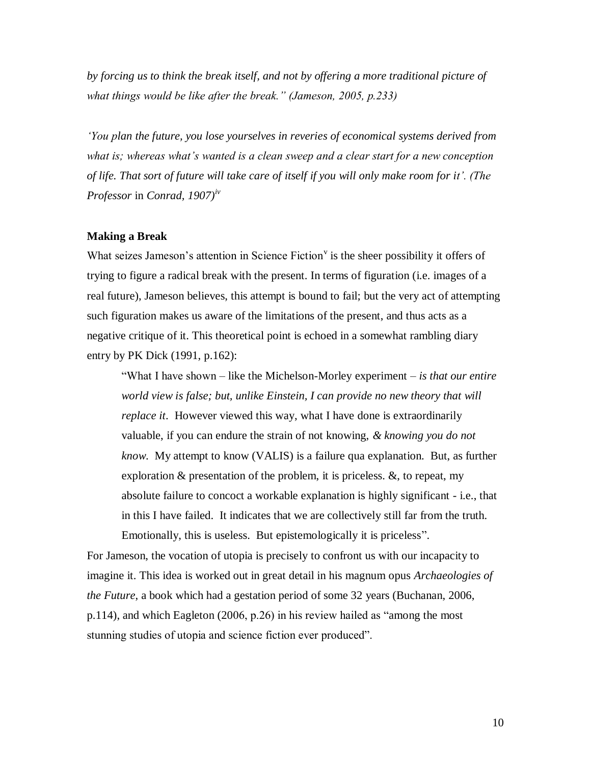*by forcing us to think the break itself, and not by offering a more traditional picture of what things would be like after the break." (Jameson, 2005, p.233)*

*'You plan the future, you lose yourselves in reveries of economical systems derived from what is; whereas what's wanted is a clean sweep and a clear start for a new conception of life. That sort of future will take care of itself if you will only make room for it'. (The Professor* in *Conrad, 1907)*[iv]

**Making a Break**

What seizes Jameson's attention in Science Fiction[v] is the sheer possibility it offers of trying to figure a radical break with the present. In terms of figuration (i.e. images of a real future), Jameson believes, this attempt is bound to fail; but the very act of attempting such figuration makes us aware of the limitations of the present, and thus acts as a negative critique of it. This theoretical point is echoed in a somewhat rambling diary entry by PK Dick (1991, p.162):

> "What I have shown – like the Michelson-Morley experiment – *is that our entire world view is false; but, unlike Einstein, I can provide no new theory that will replace it*. However viewed this way, what I have done is extraordinarily valuable, if you can endure the strain of not knowing, *& knowing you do not know*. My attempt to know (VALIS) is a failure qua explanation. But, as further exploration & presentation of the problem, it is priceless. &, to repeat, my absolute failure to concoct a workable explanation is highly significant - i.e., that in this I have failed. It indicates that we are collectively still far from the truth. Emotionally, this is useless. But epistemologically it is priceless".

For Jameson, the vocation of utopia is precisely to confront us with our incapacity to imagine it. This idea is worked out in great detail in his magnum opus *Archaeologies of the Future*, a book which had a gestation period of some 32 years (Buchanan, 2006, p.114), and which Eagleton (2006, p.26) in his review hailed as "among the most stunning studies of utopia and science fiction ever produced".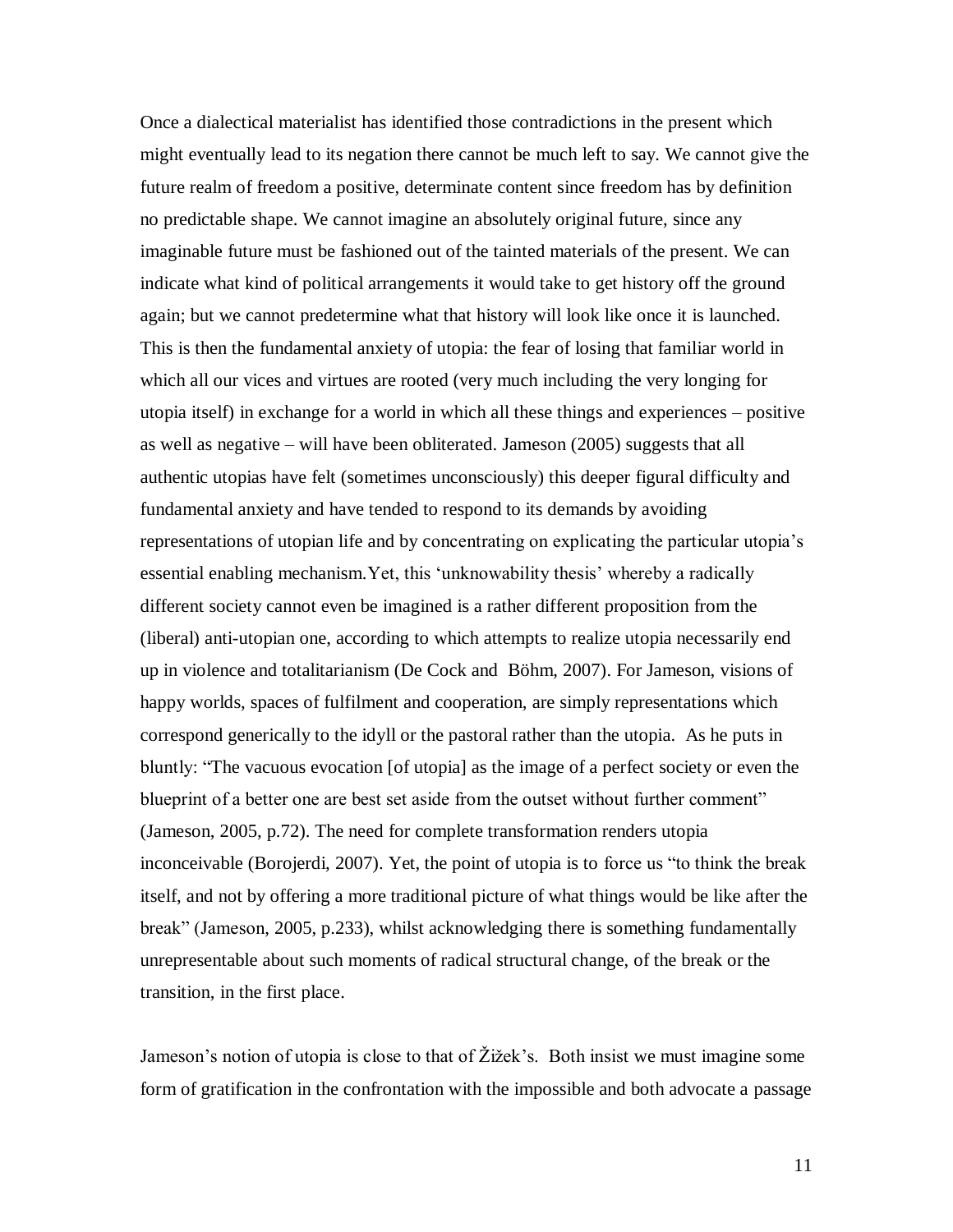Once a dialectical materialist has identified those contradictions in the present which might eventually lead to its negation there cannot be much left to say. We cannot give the future realm of freedom a positive, determinate content since freedom has by definition no predictable shape. We cannot imagine an absolutely original future, since any imaginable future must be fashioned out of the tainted materials of the present. We can indicate what kind of political arrangements it would take to get history off the ground again; but we cannot predetermine what that history will look like once it is launched. This is then the fundamental anxiety of utopia: the fear of losing that familiar world in which all our vices and virtues are rooted (very much including the very longing for utopia itself) in exchange for a world in which all these things and experiences – positive as well as negative – will have been obliterated. Jameson (2005) suggests that all authentic utopias have felt (sometimes unconsciously) this deeper figural difficulty and fundamental anxiety and have tended to respond to its demands by avoiding representations of utopian life and by concentrating on explicating the particular utopia's essential enabling mechanism.Yet, this 'unknowability thesis' whereby a radically different society cannot even be imagined is a rather different proposition from the (liberal) anti-utopian one, according to which attempts to realize utopia necessarily end up in violence and totalitarianism (De Cock and Böhm, 2007). For Jameson, visions of happy worlds, spaces of fulfilment and cooperation, are simply representations which correspond generically to the idyll or the pastoral rather than the utopia. As he puts in bluntly: "The vacuous evocation [of utopia] as the image of a perfect society or even the blueprint of a better one are best set aside from the outset without further comment" (Jameson, 2005, p.72). The need for complete transformation renders utopia inconceivable (Borojerdi, 2007). Yet, the point of utopia is to force us "to think the break itself, and not by offering a more traditional picture of what things would be like after the break" (Jameson, 2005, p.233), whilst acknowledging there is something fundamentally unrepresentable about such moments of radical structural change, of the break or the transition, in the first place.

Jameson's notion of utopia is close to that of Žižek's. Both insist we must imagine some form of gratification in the confrontation with the impossible and both advocate a passage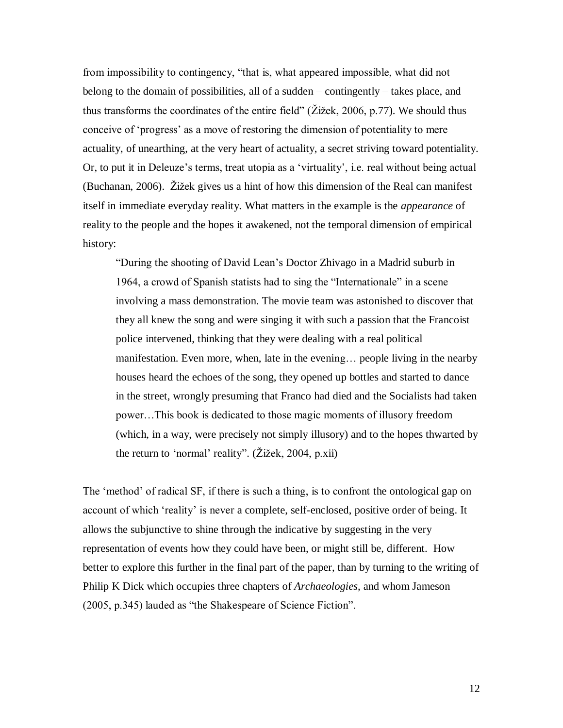from impossibility to contingency, "that is, what appeared impossible, what did not belong to the domain of possibilities, all of a sudden – contingently – takes place, and thus transforms the coordinates of the entire field" (Žižek, 2006, p.77). We should thus conceive of 'progress' as a move of restoring the dimension of potentiality to mere actuality, of unearthing, at the very heart of actuality, a secret striving toward potentiality. Or, to put it in Deleuze's terms, treat utopia as a 'virtuality', i.e. real without being actual (Buchanan, 2006). Žižek gives us a hint of how this dimension of the Real can manifest itself in immediate everyday reality. What matters in the example is the *appearance* of reality to the people and the hopes it awakened, not the temporal dimension of empirical history:

> "During the shooting of David Lean's Doctor Zhivago in a Madrid suburb in 1964, a crowd of Spanish statists had to sing the "Internationale" in a scene involving a mass demonstration. The movie team was astonished to discover that they all knew the song and were singing it with such a passion that the Francoist police intervened, thinking that they were dealing with a real political manifestation. Even more, when, late in the evening… people living in the nearby houses heard the echoes of the song, they opened up bottles and started to dance in the street, wrongly presuming that Franco had died and the Socialists had taken power…This book is dedicated to those magic moments of illusory freedom (which, in a way, were precisely not simply illusory) and to the hopes thwarted by the return to 'normal' reality". (Žižek, 2004, p.xii)

The 'method' of radical SF, if there is such a thing, is to confront the ontological gap on account of which 'reality' is never a complete, self-enclosed, positive order of being. It allows the subjunctive to shine through the indicative by suggesting in the very representation of events how they could have been, or might still be, different. How better to explore this further in the final part of the paper, than by turning to the writing of Philip K Dick which occupies three chapters of *Archaeologies*, and whom Jameson (2005, p.345) lauded as "the Shakespeare of Science Fiction".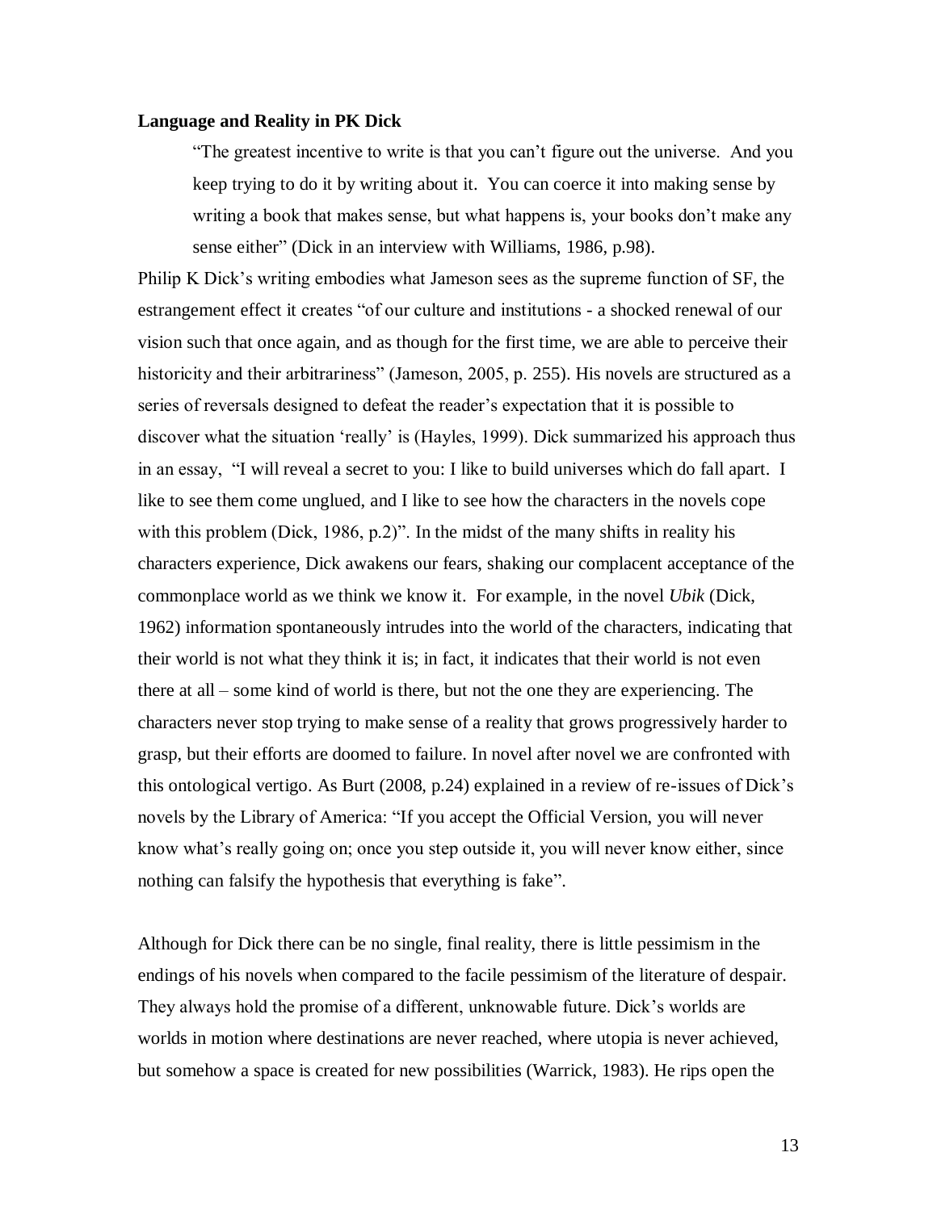**Language and Reality in PK Dick**

> "The greatest incentive to write is that you can't figure out the universe. And you keep trying to do it by writing about it. You can coerce it into making sense by writing a book that makes sense, but what happens is, your books don't make any sense either" (Dick in an interview with Williams, 1986, p.98).

Philip K Dick's writing embodies what Jameson sees as the supreme function of SF, the estrangement effect it creates "of our culture and institutions - a shocked renewal of our vision such that once again, and as though for the first time, we are able to perceive their historicity and their arbitrariness" (Jameson, 2005, p. 255). His novels are structured as a series of reversals designed to defeat the reader's expectation that it is possible to discover what the situation 'really' is (Hayles, 1999). Dick summarized his approach thus in an essay, "I will reveal a secret to you: I like to build universes which do fall apart. I like to see them come unglued, and I like to see how the characters in the novels cope with this problem (Dick, 1986, p.2)". In the midst of the many shifts in reality his characters experience, Dick awakens our fears, shaking our complacent acceptance of the commonplace world as we think we know it. For example, in the novel *Ubik* (Dick, 1962) information spontaneously intrudes into the world of the characters, indicating that their world is not what they think it is; in fact, it indicates that their world is not even there at all – some kind of world is there, but not the one they are experiencing. The characters never stop trying to make sense of a reality that grows progressively harder to grasp, but their efforts are doomed to failure. In novel after novel we are confronted with this ontological vertigo. As Burt (2008, p.24) explained in a review of re-issues of Dick's novels by the Library of America: "If you accept the Official Version, you will never know what's really going on; once you step outside it, you will never know either, since nothing can falsify the hypothesis that everything is fake".

Although for Dick there can be no single, final reality, there is little pessimism in the endings of his novels when compared to the facile pessimism of the literature of despair. They always hold the promise of a different, unknowable future. Dick's worlds are worlds in motion where destinations are never reached, where utopia is never achieved, but somehow a space is created for new possibilities (Warrick, 1983). He rips open the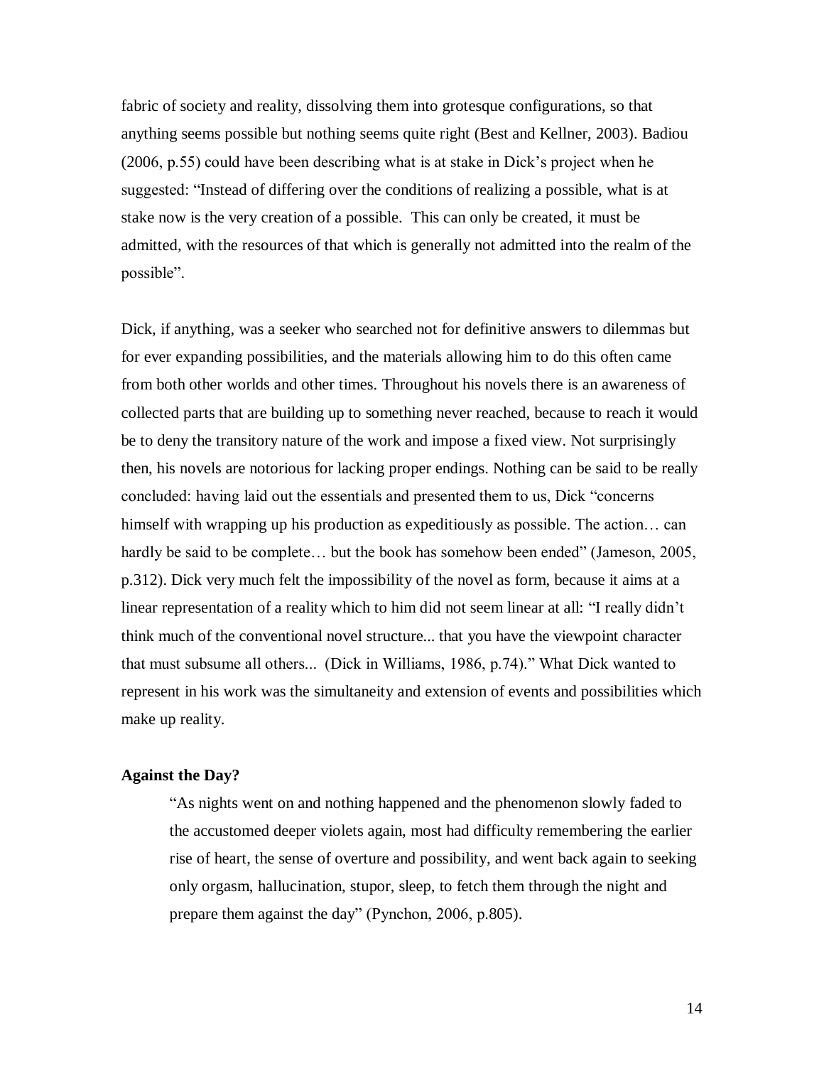fabric of society and reality, dissolving them into grotesque configurations, so that anything seems possible but nothing seems quite right (Best and Kellner, 2003). Badiou (2006, p.55) could have been describing what is at stake in Dick's project when he suggested: "Instead of differing over the conditions of realizing a possible, what is at stake now is the very creation of a possible. This can only be created, it must be admitted, with the resources of that which is generally not admitted into the realm of the possible".

Dick, if anything, was a seeker who searched not for definitive answers to dilemmas but for ever expanding possibilities, and the materials allowing him to do this often came from both other worlds and other times. Throughout his novels there is an awareness of collected parts that are building up to something never reached, because to reach it would be to deny the transitory nature of the work and impose a fixed view. Not surprisingly then, his novels are notorious for lacking proper endings. Nothing can be said to be really concluded: having laid out the essentials and presented them to us, Dick "concerns himself with wrapping up his production as expeditiously as possible. The action… can hardly be said to be complete… but the book has somehow been ended" (Jameson, 2005, p.312). Dick very much felt the impossibility of the novel as form, because it aims at a linear representation of a reality which to him did not seem linear at all: "I really didn't think much of the conventional novel structure... that you have the viewpoint character that must subsume all others... (Dick in Williams, 1986, p.74)." What Dick wanted to represent in his work was the simultaneity and extension of events and possibilities which make up reality.

**Against the Day?**

> "As nights went on and nothing happened and the phenomenon slowly faded to the accustomed deeper violets again, most had difficulty remembering the earlier rise of heart, the sense of overture and possibility, and went back again to seeking only orgasm, hallucination, stupor, sleep, to fetch them through the night and prepare them against the day" (Pynchon, 2006, p.805).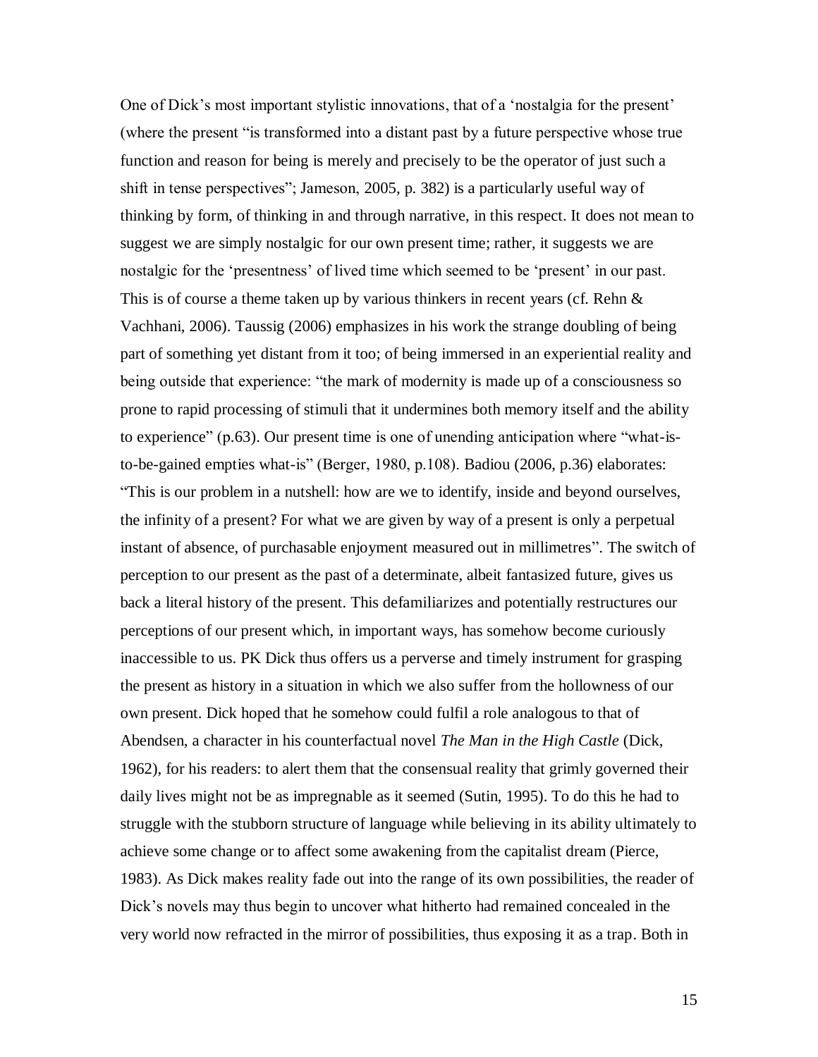One of Dick's most important stylistic innovations, that of a 'nostalgia for the present' (where the present "is transformed into a distant past by a future perspective whose true function and reason for being is merely and precisely to be the operator of just such a shift in tense perspectives"; Jameson, 2005, p. 382) is a particularly useful way of thinking by form, of thinking in and through narrative, in this respect. It does not mean to suggest we are simply nostalgic for our own present time; rather, it suggests we are nostalgic for the 'presentness' of lived time which seemed to be 'present' in our past. This is of course a theme taken up by various thinkers in recent years (cf. Rehn & Vachhani, 2006). Taussig (2006) emphasizes in his work the strange doubling of being part of something yet distant from it too; of being immersed in an experiential reality and being outside that experience: "the mark of modernity is made up of a consciousness so prone to rapid processing of stimuli that it undermines both memory itself and the ability to experience" (p.63). Our present time is one of unending anticipation where "what-is-to-be-gained empties what-is" (Berger, 1980, p.108). Badiou (2006, p.36) elaborates: "This is our problem in a nutshell: how are we to identify, inside and beyond ourselves, the infinity of a present? For what we are given by way of a present is only a perpetual instant of absence, of purchasable enjoyment measured out in millimetres". The switch of perception to our present as the past of a determinate, albeit fantasized future, gives us back a literal history of the present. This defamiliarizes and potentially restructures our perceptions of our present which, in important ways, has somehow become curiously inaccessible to us. PK Dick thus offers us a perverse and timely instrument for grasping the present as history in a situation in which we also suffer from the hollowness of our own present. Dick hoped that he somehow could fulfil a role analogous to that of Abendsen, a character in his counterfactual novel *The Man in the High Castle* (Dick, 1962), for his readers: to alert them that the consensual reality that grimly governed their daily lives might not be as impregnable as it seemed (Sutin, 1995). To do this he had to struggle with the stubborn structure of language while believing in its ability ultimately to achieve some change or to affect some awakening from the capitalist dream (Pierce, 1983). As Dick makes reality fade out into the range of its own possibilities, the reader of Dick's novels may thus begin to uncover what hitherto had remained concealed in the very world now refracted in the mirror of possibilities, thus exposing it as a trap. Both in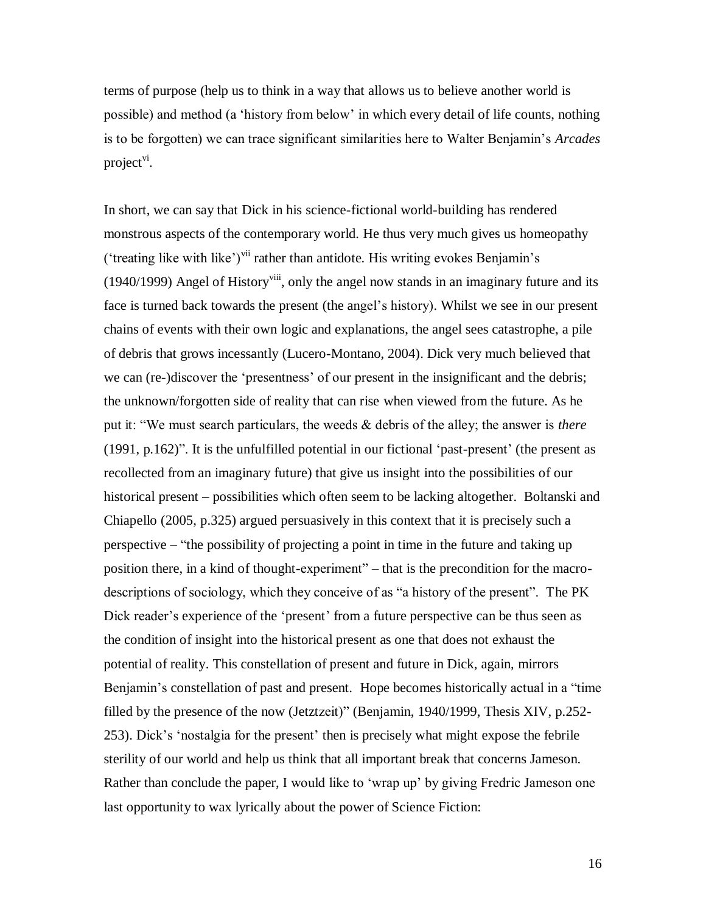terms of purpose (help us to think in a way that allows us to believe another world is possible) and method (a 'history from below' in which every detail of life counts, nothing is to be forgotten) we can trace significant similarities here to Walter Benjamin's *Arcades* project[vi].

In short, we can say that Dick in his science-fictional world-building has rendered monstrous aspects of the contemporary world. He thus very much gives us homeopathy ('treating like with like')[vii] rather than antidote. His writing evokes Benjamin's (1940/1999) Angel of History[viii], only the angel now stands in an imaginary future and its face is turned back towards the present (the angel's history). Whilst we see in our present chains of events with their own logic and explanations, the angel sees catastrophe, a pile of debris that grows incessantly (Lucero-Montano, 2004). Dick very much believed that we can (re-)discover the 'presentness' of our present in the insignificant and the debris; the unknown/forgotten side of reality that can rise when viewed from the future. As he put it: "We must search particulars, the weeds & debris of the alley; the answer is *there* (1991, p.162)". It is the unfulfilled potential in our fictional 'past-present' (the present as recollected from an imaginary future) that give us insight into the possibilities of our historical present – possibilities which often seem to be lacking altogether. Boltanski and Chiapello (2005, p.325) argued persuasively in this context that it is precisely such a perspective – "the possibility of projecting a point in time in the future and taking up position there, in a kind of thought-experiment" – that is the precondition for the macro-descriptions of sociology, which they conceive of as "a history of the present". The PK Dick reader's experience of the 'present' from a future perspective can be thus seen as the condition of insight into the historical present as one that does not exhaust the potential of reality. This constellation of present and future in Dick, again, mirrors Benjamin's constellation of past and present. Hope becomes historically actual in a "time filled by the presence of the now (Jetztzeit)" (Benjamin, 1940/1999, Thesis XIV, p.252-253). Dick's 'nostalgia for the present' then is precisely what might expose the febrile sterility of our world and help us think that all important break that concerns Jameson. Rather than conclude the paper, I would like to 'wrap up' by giving Fredric Jameson one last opportunity to wax lyrically about the power of Science Fiction: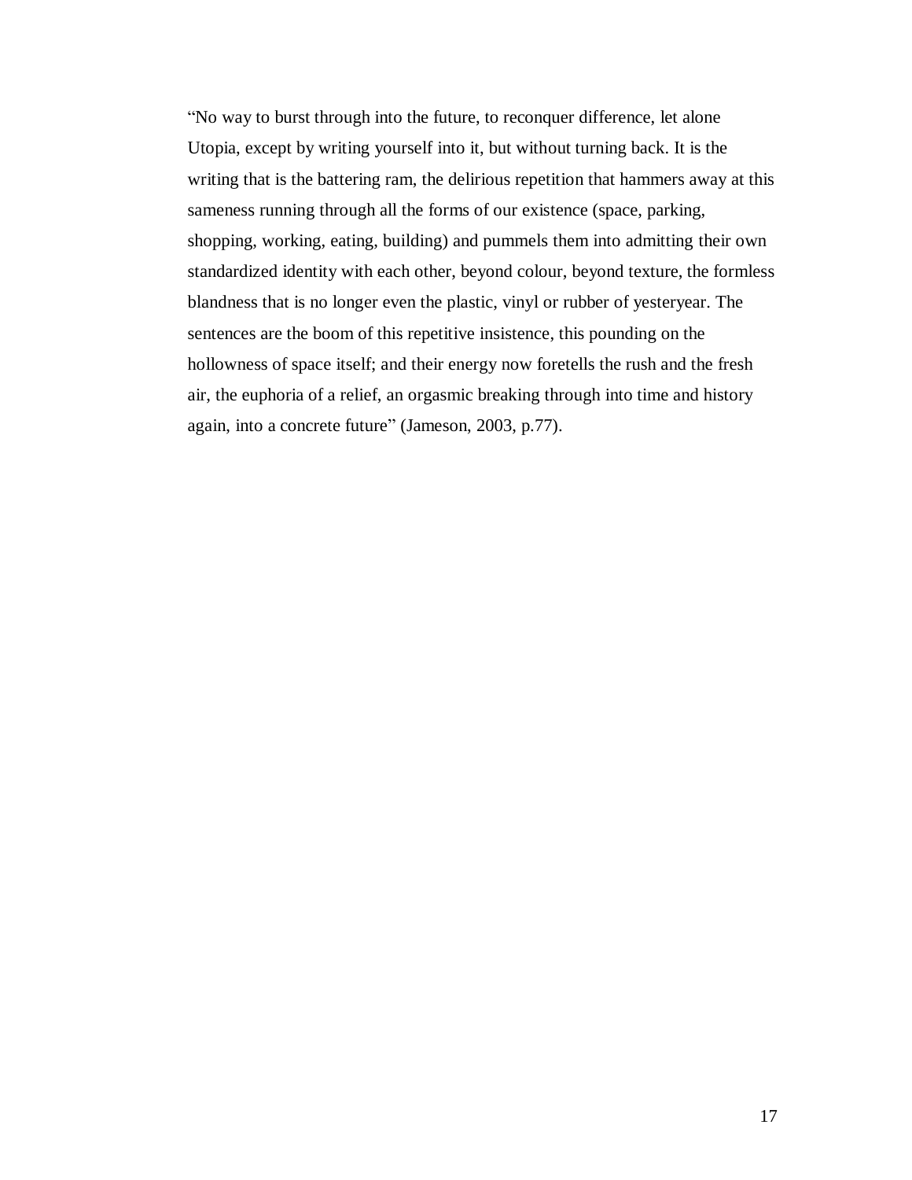"No way to burst through into the future, to reconquer difference, let alone Utopia, except by writing yourself into it, but without turning back. It is the writing that is the battering ram, the delirious repetition that hammers away at this sameness running through all the forms of our existence (space, parking, shopping, working, eating, building) and pummels them into admitting their own standardized identity with each other, beyond colour, beyond texture, the formless blandness that is no longer even the plastic, vinyl or rubber of yesteryear. The sentences are the boom of this repetitive insistence, this pounding on the hollowness of space itself; and their energy now foretells the rush and the fresh air, the euphoria of a relief, an orgasmic breaking through into time and history again, into a concrete future" (Jameson, 2003, p.77).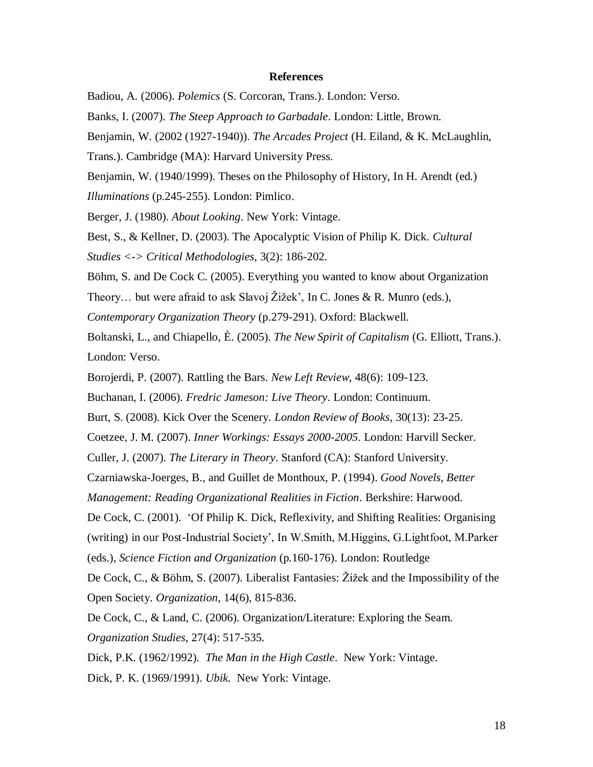**References**

Badiou, A. (2006). *Polemics* (S. Corcoran, Trans.). London: Verso.

Banks, I. (2007). *The Steep Approach to Garbadale*. London: Little, Brown.

Benjamin, W. (2002 (1927-1940)). *The Arcades Project* (H. Eiland, & K. McLaughlin, Trans.). Cambridge (MA): Harvard University Press.

Benjamin, W. (1940/1999). Theses on the Philosophy of History, In H. Arendt (ed.) *Illuminations* (p.245-255). London: Pimlico.

Berger, J. (1980). *About Looking*. New York: Vintage.

Best, S., & Kellner, D. (2003). The Apocalyptic Vision of Philip K. Dick. *Cultural Studies <-> Critical Methodologies*, 3(2): 186-202.

Böhm, S. and De Cock C. (2005). Everything you wanted to know about Organization Theory… but were afraid to ask Slavoj Žižek', In C. Jones & R. Munro (eds.), *Contemporary Organization Theory* (p.279-291). Oxford: Blackwell.

Boltanski, L., and Chiapello, È. (2005). *The New Spirit of Capitalism* (G. Elliott, Trans.). London: Verso.

Borojerdi, P. (2007). Rattling the Bars. *New Left Review*, 48(6): 109-123.

Buchanan, I. (2006). *Fredric Jameson: Live Theory*. London: Continuum.

Burt, S. (2008). Kick Over the Scenery. *London Review of Books*, 30(13): 23-25.

Coetzee, J. M. (2007). *Inner Workings: Essays 2000-2005*. London: Harvill Secker.

Culler, J. (2007). *The Literary in Theory*. Stanford (CA): Stanford University.

Czarniawska-Joerges, B., and Guillet de Monthoux, P. (1994). *Good Novels, Better Management: Reading Organizational Realities in Fiction*. Berkshire: Harwood.

De Cock, C. (2001). 'Of Philip K. Dick, Reflexivity, and Shifting Realities: Organising (writing) in our Post-Industrial Society', In W.Smith, M.Higgins, G.Lightfoot, M.Parker (eds.), *Science Fiction and Organization* (p.160-176). London: Routledge

De Cock, C., & Böhm, S. (2007). Liberalist Fantasies: Žižek and the Impossibility of the Open Society. *Organization*, 14(6), 815-836.

De Cock, C., & Land, C. (2006). Organization/Literature: Exploring the Seam. *Organization Studies*, 27(4): 517-535.

Dick, P.K. (1962/1992). *The Man in the High Castle*. New York: Vintage.

Dick, P. K. (1969/1991). *Ubik*. New York: Vintage.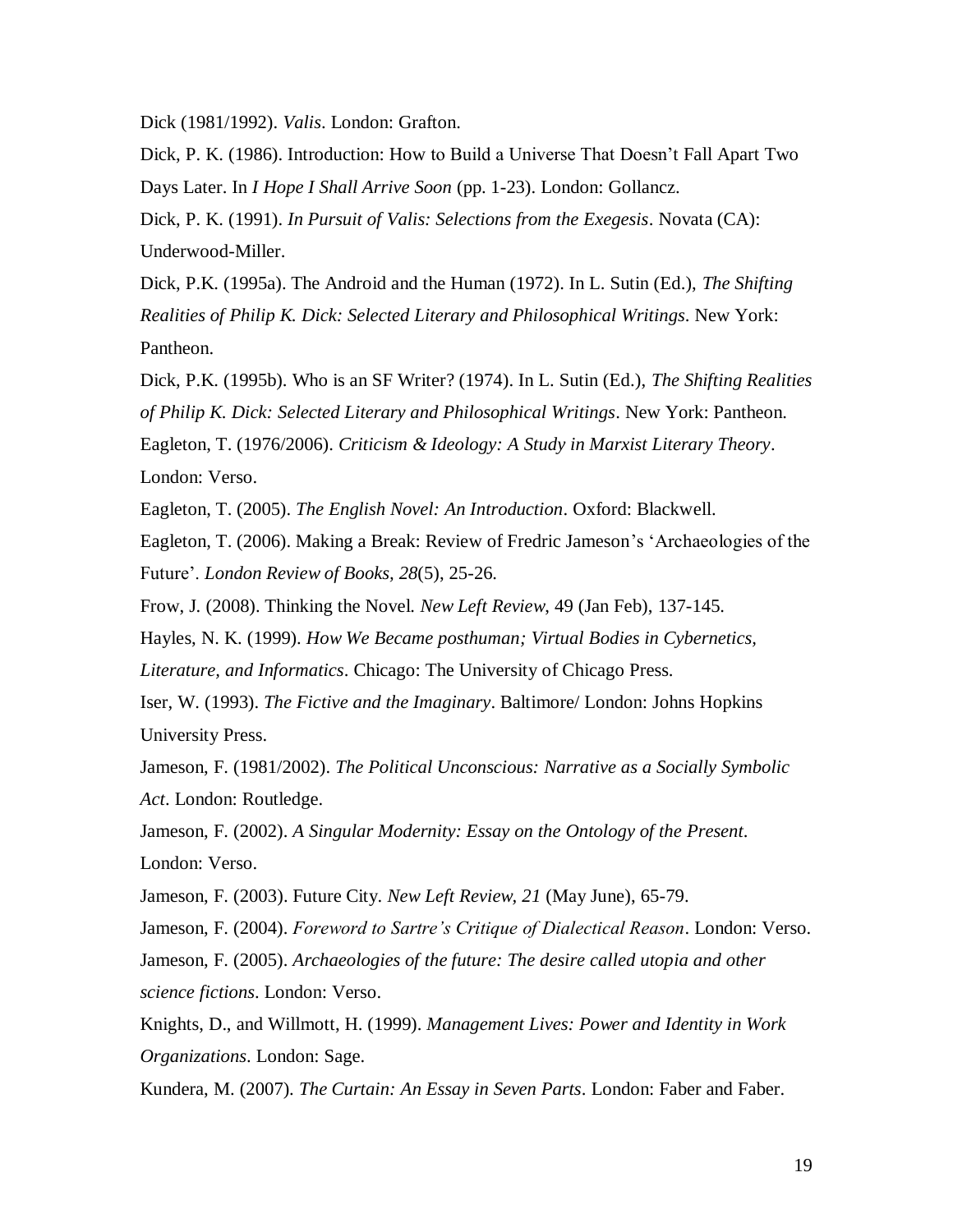Dick (1981/1992). *Valis*. London: Grafton.

Dick, P. K. (1986). Introduction: How to Build a Universe That Doesn't Fall Apart Two Days Later. In *I Hope I Shall Arrive Soon* (pp. 1-23). London: Gollancz.

Dick, P. K. (1991). *In Pursuit of Valis: Selections from the Exegesis*. Novata (CA): Underwood-Miller.

Dick, P.K. (1995a). The Android and the Human (1972). In L. Sutin (Ed.), *The Shifting Realities of Philip K. Dick: Selected Literary and Philosophical Writings*. New York: Pantheon.

Dick, P.K. (1995b). Who is an SF Writer? (1974). In L. Sutin (Ed.), *The Shifting Realities of Philip K. Dick: Selected Literary and Philosophical Writings*. New York: Pantheon.

Eagleton, T. (1976/2006). *Criticism & Ideology: A Study in Marxist Literary Theory*. London: Verso.

Eagleton, T. (2005). *The English Novel: An Introduction*. Oxford: Blackwell.

Eagleton, T. (2006). Making a Break: Review of Fredric Jameson's 'Archaeologies of the Future'. *London Review of Books, 28*(5), 25-26.

Frow, J. (2008). Thinking the Novel. *New Left Review*, 49 (Jan Feb), 137-145.

Hayles, N. K. (1999). *How We Became posthuman; Virtual Bodies in Cybernetics, Literature, and Informatics*. Chicago: The University of Chicago Press.

Iser, W. (1993). *The Fictive and the Imaginary*. Baltimore/ London: Johns Hopkins University Press.

Jameson, F. (1981/2002). *The Political Unconscious: Narrative as a Socially Symbolic Act*. London: Routledge.

Jameson, F. (2002). *A Singular Modernity: Essay on the Ontology of the Present*. London: Verso.

Jameson, F. (2003). Future City. *New Left Review, 21* (May June), 65-79.

Jameson, F. (2004). *Foreword to Sartre's Critique of Dialectical Reason*. London: Verso.

Jameson, F. (2005). *Archaeologies of the future: The desire called utopia and other science fictions*. London: Verso.

Knights, D., and Willmott, H. (1999). *Management Lives: Power and Identity in Work Organizations*. London: Sage.

Kundera, M. (2007). *The Curtain: An Essay in Seven Parts*. London: Faber and Faber.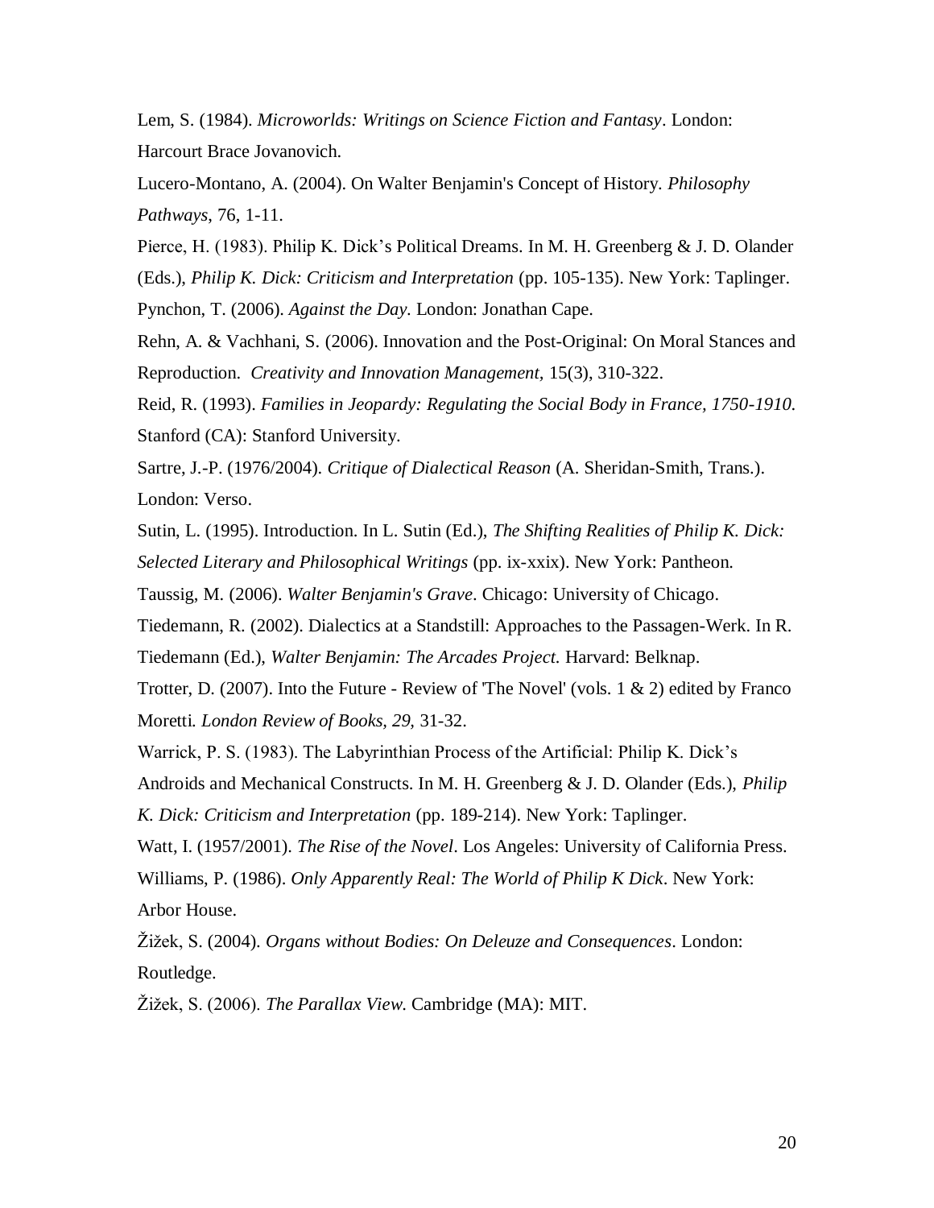Lem, S. (1984). *Microworlds: Writings on Science Fiction and Fantasy*. London: Harcourt Brace Jovanovich.

Lucero-Montano, A. (2004). On Walter Benjamin's Concept of History. *Philosophy Pathways*, 76, 1-11.

Pierce, H. (1983). Philip K. Dick's Political Dreams. In M. H. Greenberg & J. D. Olander (Eds.), *Philip K. Dick: Criticism and Interpretation* (pp. 105-135). New York: Taplinger.

Pynchon, T. (2006). *Against the Day.* London: Jonathan Cape.

Rehn, A. & Vachhani, S. (2006). Innovation and the Post-Original: On Moral Stances and Reproduction. *Creativity and Innovation Management,* 15(3), 310-322.

Reid, R. (1993). *Families in Jeopardy: Regulating the Social Body in France, 1750-1910.* Stanford (CA): Stanford University.

Sartre, J.-P. (1976/2004). *Critique of Dialectical Reason* (A. Sheridan-Smith, Trans.). London: Verso.

Sutin, L. (1995). Introduction. In L. Sutin (Ed.), *The Shifting Realities of Philip K. Dick: Selected Literary and Philosophical Writings* (pp. ix-xxix). New York: Pantheon.

Taussig, M. (2006). *Walter Benjamin's Grave.* Chicago: University of Chicago.

Tiedemann, R. (2002). Dialectics at a Standstill: Approaches to the Passagen-Werk. In R. Tiedemann (Ed.), *Walter Benjamin: The Arcades Project.* Harvard: Belknap.

Trotter, D. (2007). Into the Future - Review of 'The Novel' (vols. 1 & 2) edited by Franco Moretti. *London Review of Books, 29,* 31-32.

Warrick, P. S. (1983). The Labyrinthian Process of the Artificial: Philip K. Dick's Androids and Mechanical Constructs. In M. H. Greenberg & J. D. Olander (Eds.), *Philip K. Dick: Criticism and Interpretation* (pp. 189-214). New York: Taplinger.

Watt, I. (1957/2001). *The Rise of the Novel*. Los Angeles: University of California Press.

Williams, P. (1986). *Only Apparently Real: The World of Philip K Dick*. New York: Arbor House.

Žižek, S. (2004). *Organs without Bodies: On Deleuze and Consequences*. London: Routledge.

Žižek, S. (2006). *The Parallax View.* Cambridge (MA): MIT.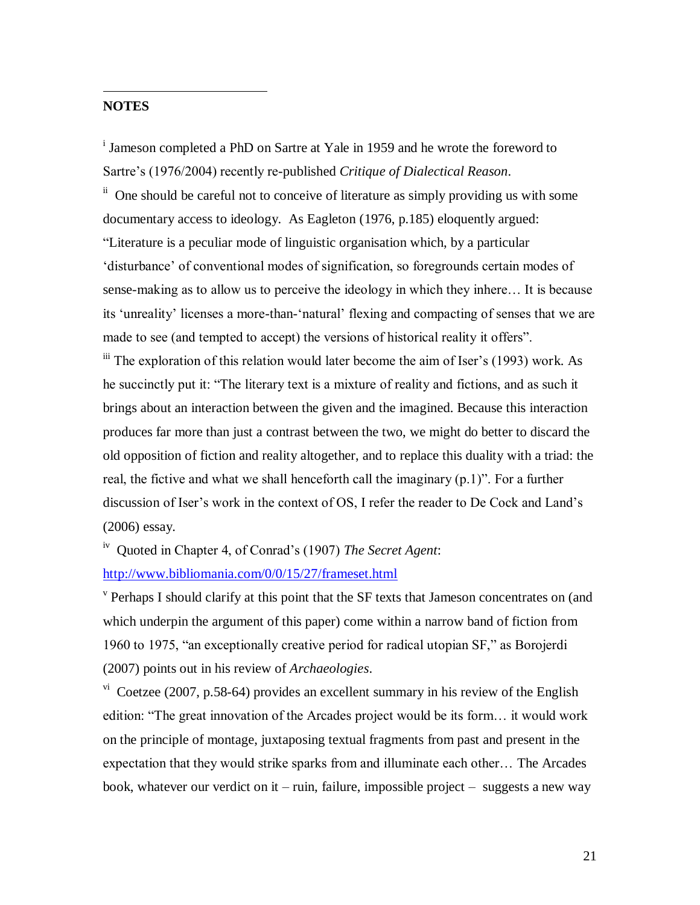## NOTES

[i] Jameson completed a PhD on Sartre at Yale in 1959 and he wrote the foreword to Sartre's (1976/2004) recently re-published *Critique of Dialectical Reason*.

[ii] One should be careful not to conceive of literature as simply providing us with some documentary access to ideology. As Eagleton (1976, p.185) eloquently argued: "Literature is a peculiar mode of linguistic organisation which, by a particular 'disturbance' of conventional modes of signification, so foregrounds certain modes of sense-making as to allow us to perceive the ideology in which they inhere… It is because its 'unreality' licenses a more-than-'natural' flexing and compacting of senses that we are made to see (and tempted to accept) the versions of historical reality it offers".

[iii] The exploration of this relation would later become the aim of Iser's (1993) work. As he succinctly put it: "The literary text is a mixture of reality and fictions, and as such it brings about an interaction between the given and the imagined. Because this interaction produces far more than just a contrast between the two, we might do better to discard the old opposition of fiction and reality altogether, and to replace this duality with a triad: the real, the fictive and what we shall henceforth call the imaginary (p.1)". For a further discussion of Iser's work in the context of OS, I refer the reader to De Cock and Land's (2006) essay.

[iv] Quoted in Chapter 4, of Conrad's (1907) *The Secret Agent*: http://www.bibliomania.com/0/0/15/27/frameset.html

[v] Perhaps I should clarify at this point that the SF texts that Jameson concentrates on (and which underpin the argument of this paper) come within a narrow band of fiction from 1960 to 1975, "an exceptionally creative period for radical utopian SF," as Borojerdi (2007) points out in his review of *Archaeologies*.

[vi] Coetzee (2007, p.58-64) provides an excellent summary in his review of the English edition: "The great innovation of the Arcades project would be its form… it would work on the principle of montage, juxtaposing textual fragments from past and present in the expectation that they would strike sparks from and illuminate each other… The Arcades book, whatever our verdict on it – ruin, failure, impossible project – suggests a new way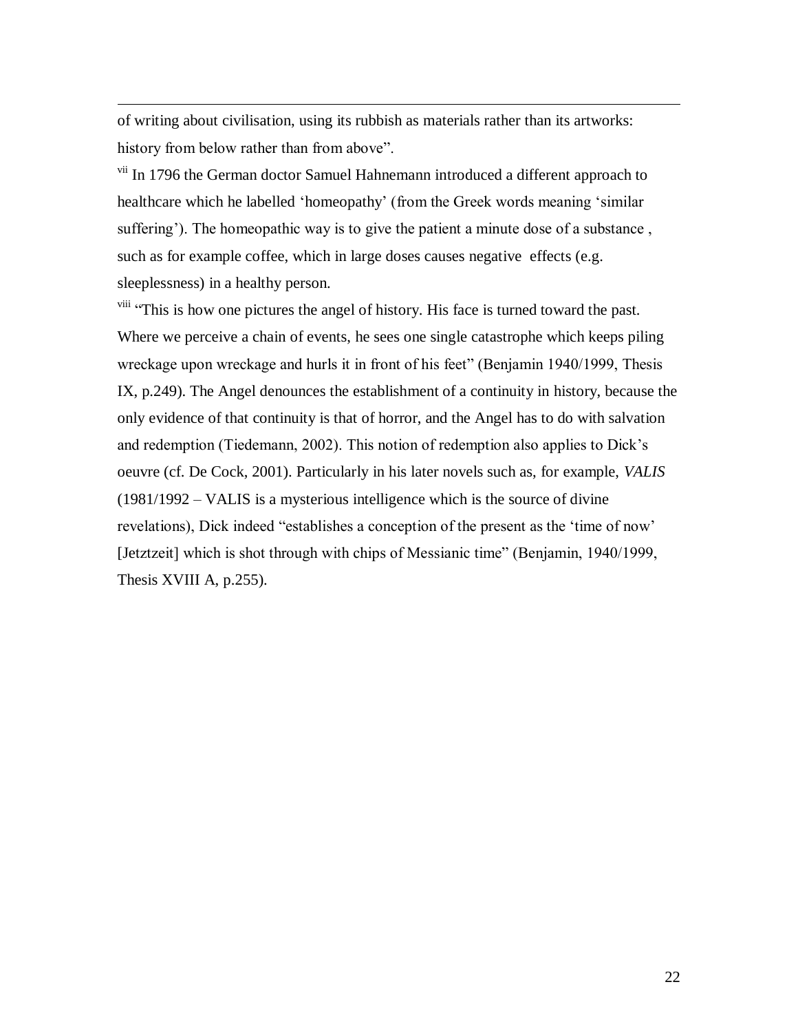of writing about civilisation, using its rubbish as materials rather than its artworks: history from below rather than from above".

[vii] In 1796 the German doctor Samuel Hahnemann introduced a different approach to healthcare which he labelled 'homeopathy' (from the Greek words meaning 'similar suffering'). The homeopathic way is to give the patient a minute dose of a substance , such as for example coffee, which in large doses causes negative effects (e.g. sleeplessness) in a healthy person.

[viii] "This is how one pictures the angel of history. His face is turned toward the past. Where we perceive a chain of events, he sees one single catastrophe which keeps piling wreckage upon wreckage and hurls it in front of his feet" (Benjamin 1940/1999, Thesis IX, p.249). The Angel denounces the establishment of a continuity in history, because the only evidence of that continuity is that of horror, and the Angel has to do with salvation and redemption (Tiedemann, 2002). This notion of redemption also applies to Dick's oeuvre (cf. De Cock, 2001). Particularly in his later novels such as, for example, *VALIS* (1981/1992 – VALIS is a mysterious intelligence which is the source of divine revelations), Dick indeed "establishes a conception of the present as the 'time of now' [Jetztzeit] which is shot through with chips of Messianic time" (Benjamin, 1940/1999, Thesis XVIII A, p.255).